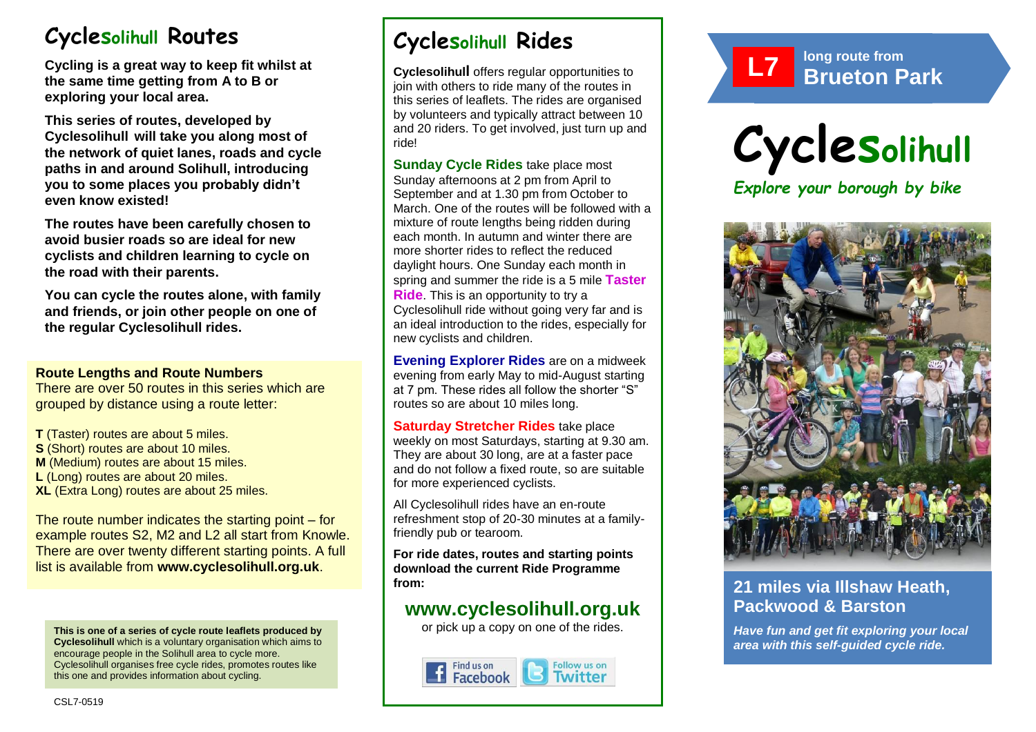# Cyclesolihull Routes

**Cycling is a great way to keep fit whilst at the same time getting from A to B or exploring your local area.**

**This series of routes, developed by Cyclesolihull will take you along most of the network of quiet lanes, roads and cycle paths in and around Solihull, introducing you to some places you probably didn't even know existed!**

**The routes have been carefully chosen to avoid busier roads so are ideal for new cyclists and children learning to cycle on the road with their parents.**

**You can cycle the routes alone, with family and friends, or join other people on one of the regular Cyclesolihull rides.**

### Route Lengths and Route Numbers

There are over 50 routes in this series which are grouped by distance using a route letter:

**T** (Taster) routes are about 5 miles.
**S** (Short) routes are about 10 miles.
**M** (Medium) routes are about 15 miles.
**L** (Long) routes are about 20 miles.
**XL** (Extra Long) routes are about 25 miles.

The route number indicates the starting point – for example routes S2, M2 and L2 all start from Knowle. There are over twenty different starting points. A full list is available from **www.cyclesolihull.org.uk**.

**This is one of a series of cycle route leaflets produced by Cyclesolihull** which is a voluntary organisation which aims to encourage people in the Solihull area to cycle more. Cyclesolihull organises free cycle rides, promotes routes like this one and provides information about cycling.

CSL7-0519

# Cyclesolihull Rides

**Cyclesolihull** offers regular opportunities to join with others to ride many of the routes in this series of leaflets. The rides are organised by volunteers and typically attract between 10 and 20 riders. To get involved, just turn up and ride!

**Sunday Cycle Rides** take place most Sunday afternoons at 2 pm from April to September and at 1.30 pm from October to March. One of the routes will be followed with a mixture of route lengths being ridden during each month. In autumn and winter there are more shorter rides to reflect the reduced daylight hours. One Sunday each month in spring and summer the ride is a 5 mile **Taster Ride**. This is an opportunity to try a Cyclesolihull ride without going very far and is an ideal introduction to the rides, especially for new cyclists and children.

**Evening Explorer Rides** are on a midweek evening from early May to mid-August starting at 7 pm. These rides all follow the shorter "S" routes so are about 10 miles long.

**Saturday Stretcher Rides** take place weekly on most Saturdays, starting at 9.30 am. They are about 30 long, are at a faster pace and do not follow a fixed route, so are suitable for more experienced cyclists.

All Cyclesolihull rides have an en-route refreshment stop of 20-30 minutes at a family-friendly pub or tearoom.

**For ride dates, routes and starting points download the current Ride Programme from:**

## www.cyclesolihull.org.uk

or pick up a copy on one of the rides.

Find us on Facebook | Follow us on Twitter

**L7** long route from **Brueton Park**

# Cyclesolihull

*Explore your borough by bike*

## 21 miles via Illshaw Heath, Packwood & Barston

***Have fun and get fit exploring your local area with this self-guided cycle ride.***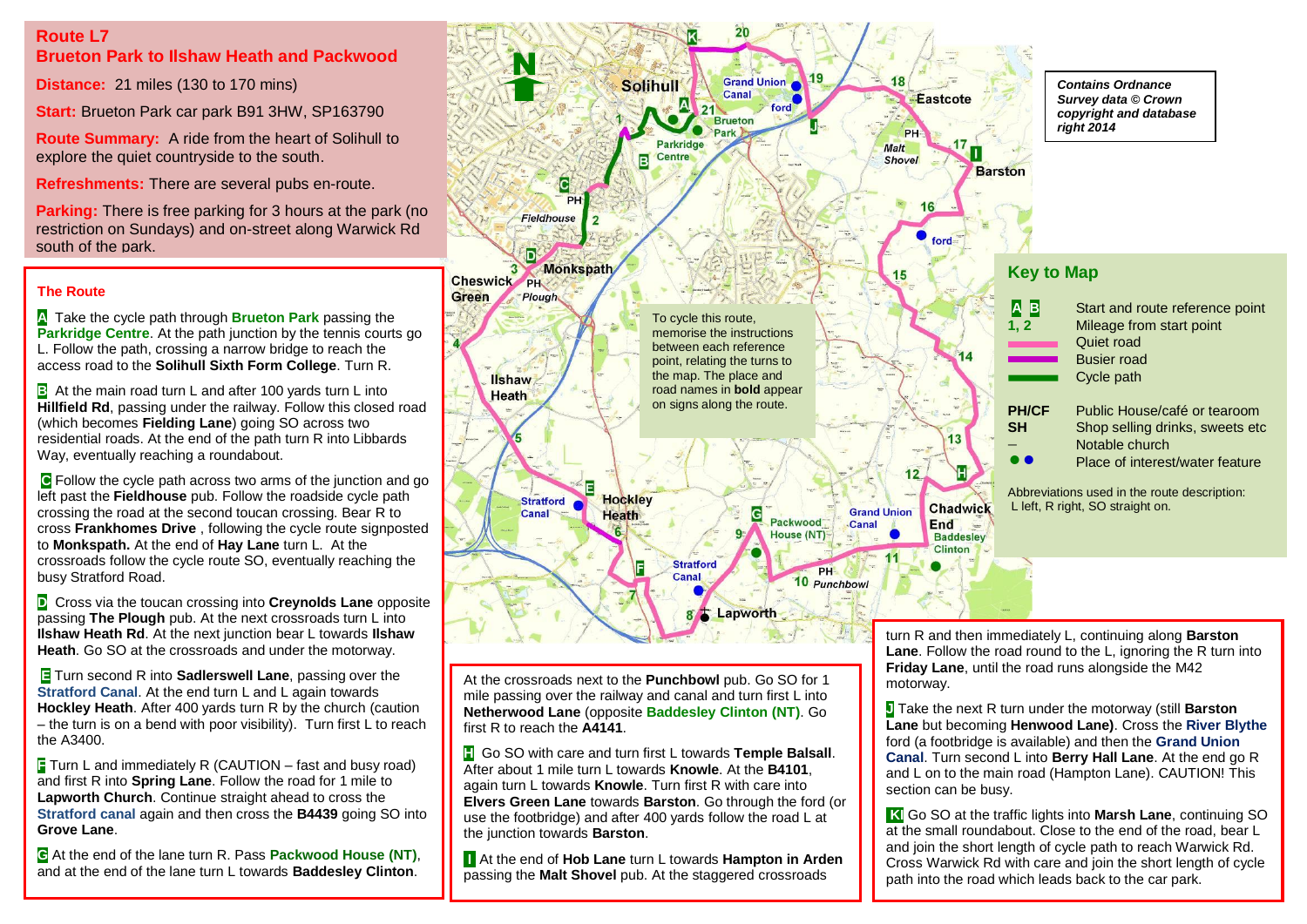## Route L7
## Brueton Park to Ilshaw Heath and Packwood

**Distance:** 21 miles (130 to 170 mins)

**Start:** Brueton Park car park B91 3HW, SP163790

**Route Summary:** A ride from the heart of Solihull to explore the quiet countryside to the south.

**Refreshments:** There are several pubs en-route.

**Parking:** There is free parking for 3 hours at the park (no restriction on Sundays) and on-street along Warwick Rd south of the park.

### The Route

**A** Take the cycle path through **Brueton Park** passing the **Parkridge Centre**. At the path junction by the tennis courts go L. Follow the path, crossing a narrow bridge to reach the access road to the **Solihull Sixth Form College**. Turn R.

**B** At the main road turn L and after 100 yards turn L into **Hillfield Rd**, passing under the railway. Follow this closed road (which becomes **Fielding Lane**) going SO across two residential roads. At the end of the path turn R into Libbards Way, eventually reaching a roundabout.

**C** Follow the cycle path across two arms of the junction and go left past the **Fieldhouse** pub. Follow the roadside cycle path crossing the road at the second toucan crossing. Bear R to cross **Frankhomes Drive** , following the cycle route signposted to **Monkspath.** At the end of **Hay Lane** turn L. At the crossroads follow the cycle route SO, eventually reaching the busy Stratford Road.

**D** Cross via the toucan crossing into **Creynolds Lane** opposite passing **The Plough** pub. At the next crossroads turn L into **Ilshaw Heath Rd**. At the next junction bear L towards **Ilshaw Heath**. Go SO at the crossroads and under the motorway.

**E** Turn second R into **Sadlerswell Lane**, passing over the **Stratford Canal**. At the end turn L and L again towards **Hockley Heath**. After 400 yards turn R by the church (caution – the turn is on a bend with poor visibility). Turn first L to reach the A3400.

**F** Turn L and immediately R (CAUTION – fast and busy road) and first R into **Spring Lane**. Follow the road for 1 mile to **Lapworth Church**. Continue straight ahead to cross the **Stratford canal** again and then cross the **B4439** going SO into **Grove Lane**.

**G** At the end of the lane turn R. Pass **Packwood House (NT)**, and at the end of the lane turn L towards **Baddesley Clinton**.

N

Solihull
Grand Union Canal
ford
Brueton Park
Parkridge Centre
Fieldhouse
PH
Monkspath
Cheswick Green
PH
Plough
Ilshaw Heath
Stratford Canal
Hockley Heath
Packwood House (NT)
Stratford Canal
PH
Punchbowl
Lapworth
Grand Union Canal
Chadwick End
Baddesley Clinton
Eastcote
PH
Malt Shovel
Barston
ford
A B C D E F G H I J K
1 2 3 4 5 6 7 8 9 10 11 12 13 14 15 16 17 18 19 20 21

To cycle this route, memorise the instructions between each reference point, relating the turns to the map. The place and road names in **bold** appear on signs along the route.

*Contains Ordnance Survey data © Crown copyright and database right 2014*

### Key to Map

A B, 1, 2 — Start and route reference point, Mileage from start point
Quiet road
Busier road
Cycle path

PH/CF — Public House/café or tearoom
SH — Shop selling drinks, sweets etc
Notable church
Place of interest/water feature

Abbreviations used in the route description: L left, R right, SO straight on.

At the crossroads next to the **Punchbowl** pub. Go SO for 1 mile passing over the railway and canal and turn first L into **Netherwood Lane** (opposite **Baddesley Clinton (NT)**. Go first R to reach the **A4141**.

**H** Go SO with care and turn first L towards **Temple Balsall**. After about 1 mile turn L towards **Knowle**. At the **B4101**, again turn L towards **Knowle**. Turn first R with care into **Elvers Green Lane** towards **Barston**. Go through the ford (or use the footbridge) and after 400 yards follow the road L at the junction towards **Barston**.

**I** At the end of **Hob Lane** turn L towards **Hampton in Arden** passing the **Malt Shovel** pub. At the staggered crossroads turn R and then immediately L, continuing along **Barston Lane**. Follow the road round to the L, ignoring the R turn into **Friday Lane**, until the road runs alongside the M42 motorway.

**J** Take the next R turn under the motorway (still **Barston Lane** but becoming **Henwood Lane)**. Cross the **River Blythe** ford (a footbridge is available) and then the **Grand Union Canal**. Turn second L into **Berry Hall Lane**. At the end go R and L on to the main road (Hampton Lane). CAUTION! This section can be busy.

**K** Go SO at the traffic lights into **Marsh Lane**, continuing SO at the small roundabout. Close to the end of the road, bear L and join the short length of cycle path to reach Warwick Rd. Cross Warwick Rd with care and join the short length of cycle path into the road which leads back to the car park.